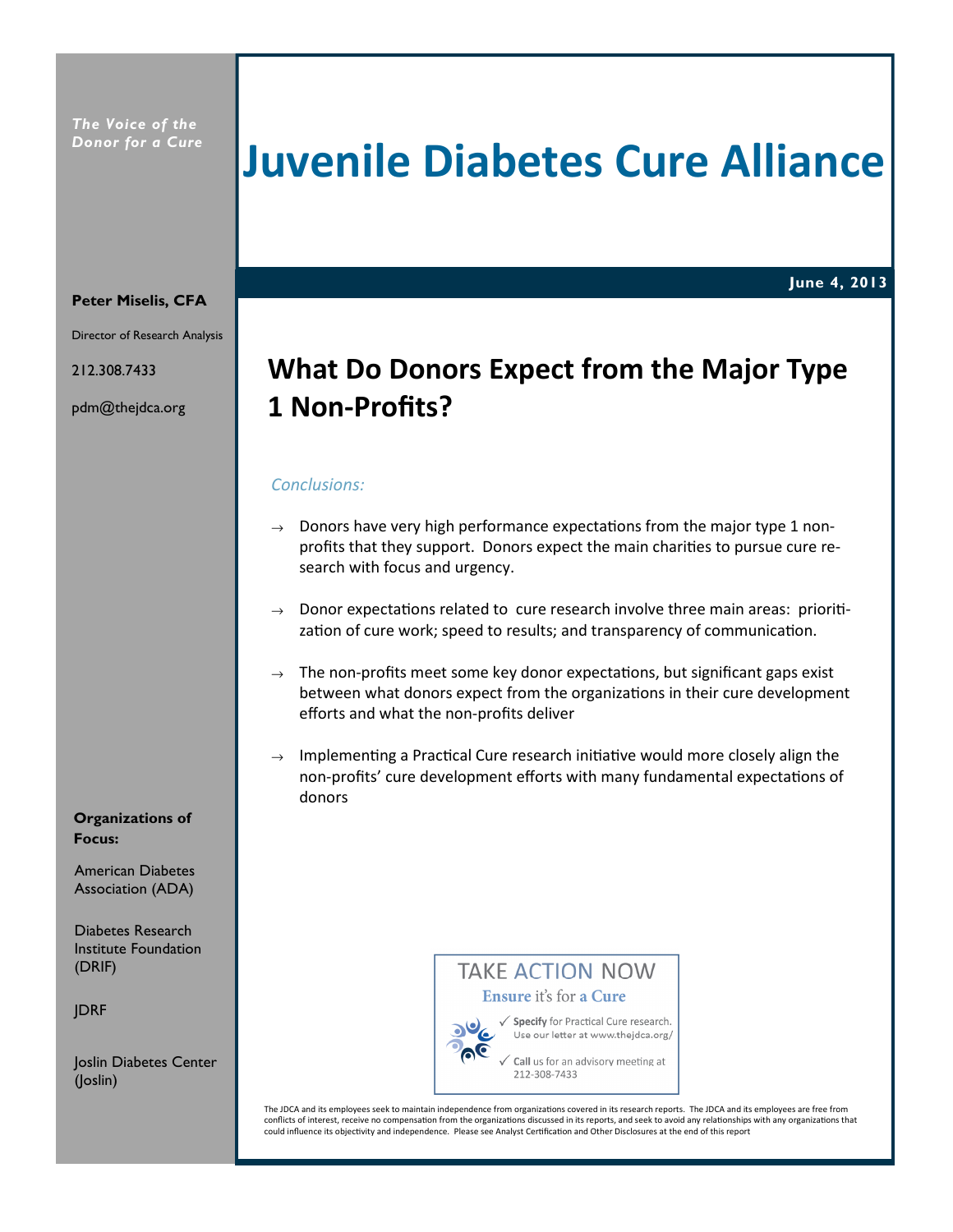*The Voice of the Donor for a Cure*

# Juvenile Diabetes Cure Alliance

**June 4, 2013**

**Peter Miselis, CFA**

Director of Research Analysis

212.308.7433

pdm@thejdca.org

## What Do Donors Expect from the Major Type 1 Non-Profits?

*Conclusions:*

→ Donors have very high performance expectations from the major type 1 non-profits that they support. Donors expect the main charities to pursue cure research with focus and urgency.

→ Donor expectations related to cure research involve three main areas: prioritization of cure work; speed to results; and transparency of communication.

→ The non-profits meet some key donor expectations, but significant gaps exist between what donors expect from the organizations in their cure development efforts and what the non-profits deliver

→ Implementing a Practical Cure research initiative would more closely align the non-profits' cure development efforts with many fundamental expectations of donors

**Organizations of Focus:**

American Diabetes Association (ADA)

Diabetes Research Institute Foundation (DRIF)

JDRF

Joslin Diabetes Center (Joslin)

TAKE ACTION NOW

**Ensure** it's for **a Cure**

✓ **Specify** for Practical Cure research. Use our letter at www.thejdca.org/

✓ **Call** us for an advisory meeting at 212-308-7433

The JDCA and its employees seek to maintain independence from organizations covered in its research reports. The JDCA and its employees are free from conflicts of interest, receive no compensation from the organizations discussed in its reports, and seek to avoid any relationships with any organizations that could influence its objectivity and independence. Please see Analyst Certification and Other Disclosures at the end of this report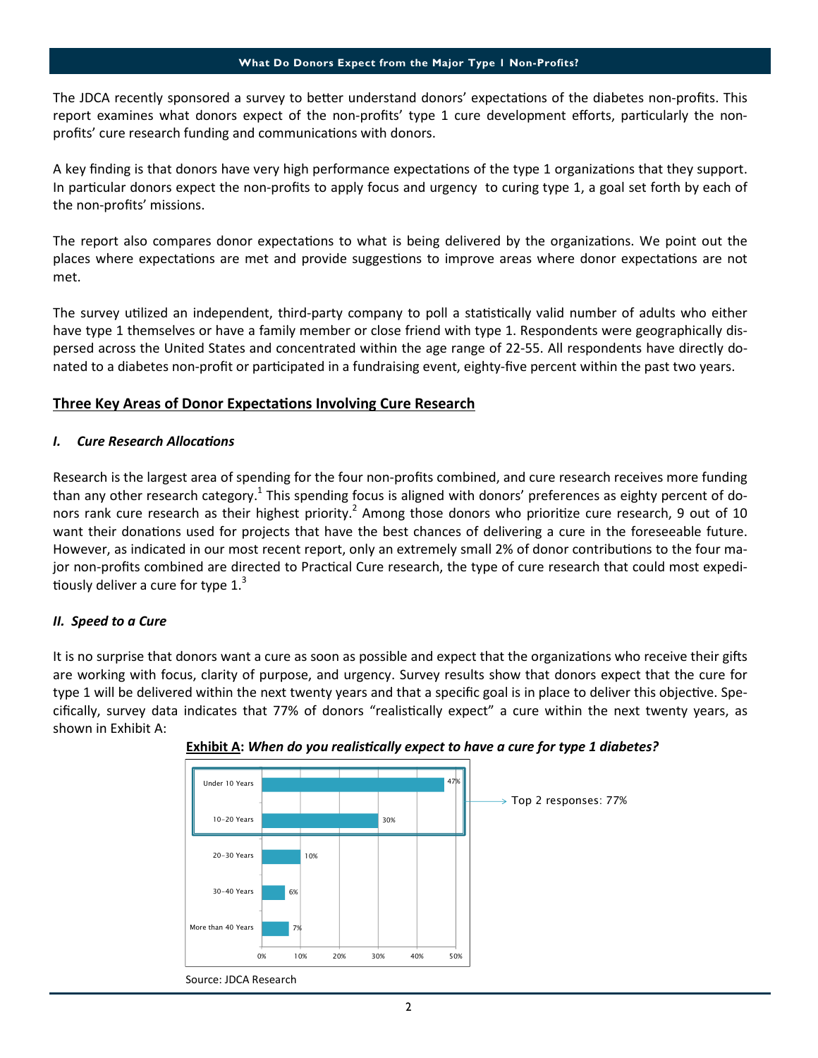The JDCA recently sponsored a survey to better understand donors' expectations of the diabetes non-profits. This report examines what donors expect of the non-profits' type 1 cure development efforts, particularly the non-profits' cure research funding and communications with donors.

A key finding is that donors have very high performance expectations of the type 1 organizations that they support. In particular donors expect the non-profits to apply focus and urgency to curing type 1, a goal set forth by each of the non-profits' missions.

The report also compares donor expectations to what is being delivered by the organizations. We point out the places where expectations are met and provide suggestions to improve areas where donor expectations are not met.

The survey utilized an independent, third-party company to poll a statistically valid number of adults who either have type 1 themselves or have a family member or close friend with type 1. Respondents were geographically dispersed across the United States and concentrated within the age range of 22-55. All respondents have directly donated to a diabetes non-profit or participated in a fundraising event, eighty-five percent within the past two years.

## Three Key Areas of Donor Expectations Involving Cure Research

### *I. Cure Research Allocations*

Research is the largest area of spending for the four non-profits combined, and cure research receives more funding than any other research category.[1] This spending focus is aligned with donors' preferences as eighty percent of donors rank cure research as their highest priority.[2] Among those donors who prioritize cure research, 9 out of 10 want their donations used for projects that have the best chances of delivering a cure in the foreseeable future. However, as indicated in our most recent report, only an extremely small 2% of donor contributions to the four major non-profits combined are directed to Practical Cure research, the type of cure research that could most expeditiously deliver a cure for type 1.[3]

### *II. Speed to a Cure*

It is no surprise that donors want a cure as soon as possible and expect that the organizations who receive their gifts are working with focus, clarity of purpose, and urgency. Survey results show that donors expect that the cure for type 1 will be delivered within the next twenty years and that a specific goal is in place to deliver this objective. Specifically, survey data indicates that 77% of donors "realistically expect" a cure within the next twenty years, as shown in Exhibit A:

**Exhibit A**: ***When do you realistically expect to have a cure for type 1 diabetes?***

| Response | Percentage |
|---|---|
| Under 10 Years | 47% |
| 10-20 Years | 30% |
| 20-30 Years | 10% |
| 30-40 Years | 6% |
| More than 40 Years | 7% |

Top 2 responses: 77%

Source: JDCA Research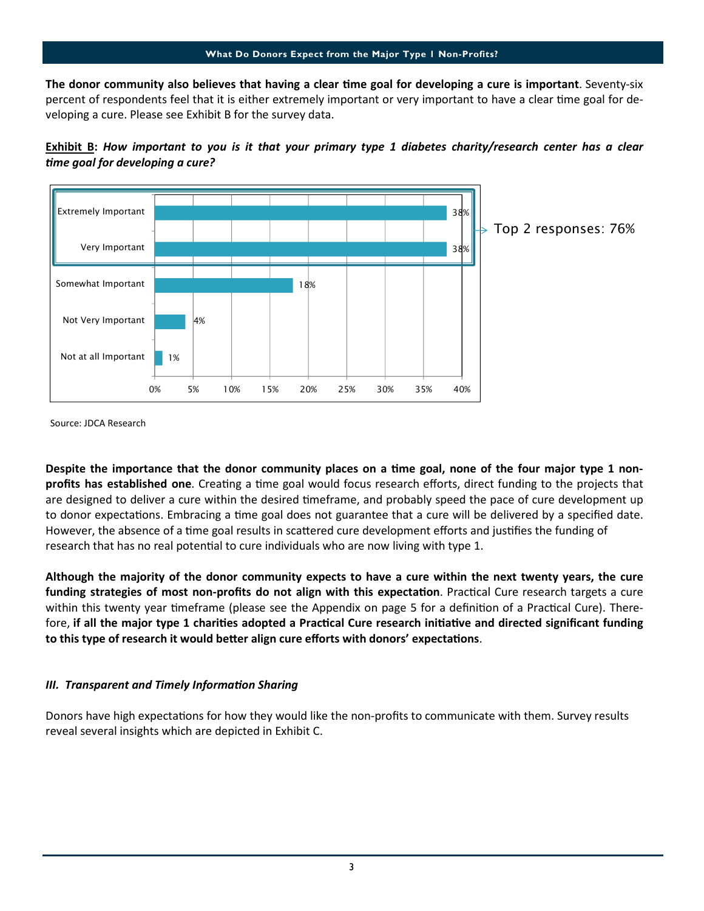The donor community also believes that having a clear time goal for developing a cure is important. Seventy-six percent of respondents feel that it is either extremely important or very important to have a clear time goal for developing a cure. Please see Exhibit B for the survey data.

**Exhibit B: *How important to you is it that your primary type 1 diabetes charity/research center has a clear time goal for developing a cure?***

| Response | Percent |
| --- | --- |
| Extremely Important | 38% |
| Very Important | 38% |
| Somewhat Important | 18% |
| Not Very Important | 4% |
| Not at all Important | 1% |

Top 2 responses: 76%

Source: JDCA Research

**Despite the importance that the donor community places on a time goal, none of the four major type 1 non-profits has established one**. Creating a time goal would focus research efforts, direct funding to the projects that are designed to deliver a cure within the desired timeframe, and probably speed the pace of cure development up to donor expectations. Embracing a time goal does not guarantee that a cure will be delivered by a specified date. However, the absence of a time goal results in scattered cure development efforts and justifies the funding of research that has no real potential to cure individuals who are now living with type 1.

**Although the majority of the donor community expects to have a cure within the next twenty years, the cure funding strategies of most non-profits do not align with this expectation**. Practical Cure research targets a cure within this twenty year timeframe (please see the Appendix on page 5 for a definition of a Practical Cure). Therefore, **if all the major type 1 charities adopted a Practical Cure research initiative and directed significant funding to this type of research it would better align cure efforts with donors' expectations**.

### *III. Transparent and Timely Information Sharing*

Donors have high expectations for how they would like the non-profits to communicate with them. Survey results reveal several insights which are depicted in Exhibit C.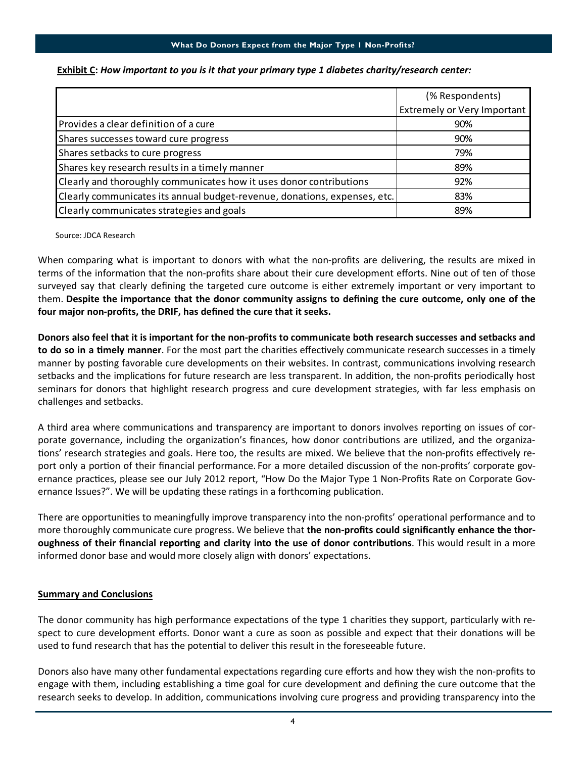**Exhibit C:** ***How important to you is it that your primary type 1 diabetes charity/research center:***

| | (% Respondents) Extremely or Very Important |
|---|---|
| Provides a clear definition of a cure | 90% |
| Shares successes toward cure progress | 90% |
| Shares setbacks to cure progress | 79% |
| Shares key research results in a timely manner | 89% |
| Clearly and thoroughly communicates how it uses donor contributions | 92% |
| Clearly communicates its annual budget-revenue, donations, expenses, etc. | 83% |
| Clearly communicates strategies and goals | 89% |

Source: JDCA Research

When comparing what is important to donors with what the non-profits are delivering, the results are mixed in terms of the information that the non-profits share about their cure development efforts. Nine out of ten of those surveyed say that clearly defining the targeted cure outcome is either extremely important or very important to them. **Despite the importance that the donor community assigns to defining the cure outcome, only one of the four major non-profits, the DRIF, has defined the cure that it seeks.**

**Donors also feel that it is important for the non-profits to communicate both research successes and setbacks and to do so in a timely manner**. For the most part the charities effectively communicate research successes in a timely manner by posting favorable cure developments on their websites. In contrast, communications involving research setbacks and the implications for future research are less transparent. In addition, the non-profits periodically host seminars for donors that highlight research progress and cure development strategies, with far less emphasis on challenges and setbacks.

A third area where communications and transparency are important to donors involves reporting on issues of corporate governance, including the organization's finances, how donor contributions are utilized, and the organizations' research strategies and goals. Here too, the results are mixed. We believe that the non-profits effectively report only a portion of their financial performance. For a more detailed discussion of the non-profits' corporate governance practices, please see our July 2012 report, "How Do the Major Type 1 Non-Profits Rate on Corporate Governance Issues?". We will be updating these ratings in a forthcoming publication.

There are opportunities to meaningfully improve transparency into the non-profits' operational performance and to more thoroughly communicate cure progress. We believe that **the non-profits could significantly enhance the thoroughness of their financial reporting and clarity into the use of donor contributions**. This would result in a more informed donor base and would more closely align with donors' expectations.

## Summary and Conclusions

The donor community has high performance expectations of the type 1 charities they support, particularly with respect to cure development efforts. Donor want a cure as soon as possible and expect that their donations will be used to fund research that has the potential to deliver this result in the foreseeable future.

Donors also have many other fundamental expectations regarding cure efforts and how they wish the non-profits to engage with them, including establishing a time goal for cure development and defining the cure outcome that the research seeks to develop. In addition, communications involving cure progress and providing transparency into the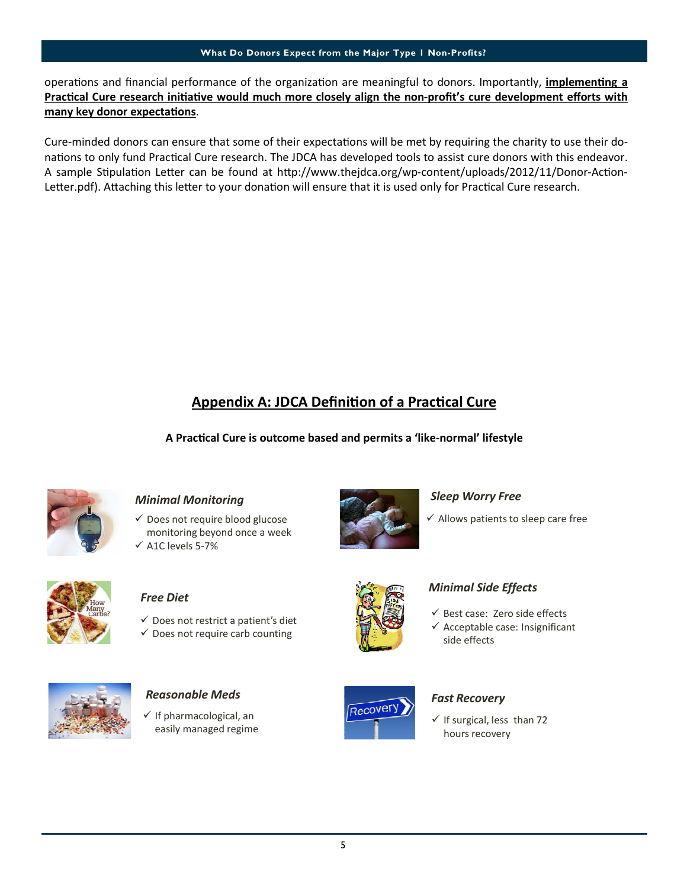operations and financial performance of the organization are meaningful to donors. Importantly, **implementing a Practical Cure research initiative would much more closely align the non-profit's cure development efforts with many key donor expectations**.

Cure-minded donors can ensure that some of their expectations will be met by requiring the charity to use their donations to only fund Practical Cure research. The JDCA has developed tools to assist cure donors with this endeavor. A sample Stipulation Letter can be found at http://www.thejdca.org/wp-content/uploads/2012/11/Donor-Action-Letter.pdf). Attaching this letter to your donation will ensure that it is used only for Practical Cure research.

## Appendix A: JDCA Definition of a Practical Cure

**A Practical Cure is outcome based and permits a 'like-normal' lifestyle**

### *Minimal Monitoring*

- ✓ Does not require blood glucose monitoring beyond once a week
- ✓ A1C levels 5-7%

### *Sleep Worry Free*

- ✓ Allows patients to sleep care free

### *Free Diet*

- ✓ Does not restrict a patient's diet
- ✓ Does not require carb counting

### *Minimal Side Effects*

- ✓ Best case: Zero side effects
- ✓ Acceptable case: Insignificant side effects

### *Reasonable Meds*

- ✓ If pharmacological, an easily managed regime

### *Fast Recovery*

- ✓ If surgical, less than 72 hours recovery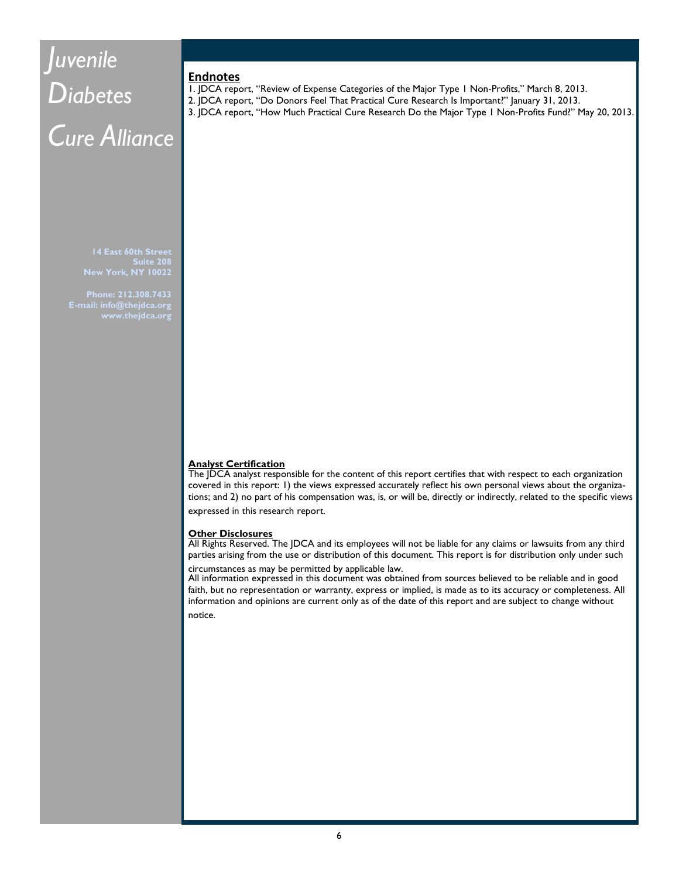# Juvenile Diabetes Cure Alliance

14 East 60th Street
Suite 208
New York, NY 10022

Phone: 212.308.7433
E-mail: info@thejdca.org
www.thejdca.org

## Endnotes

1. JDCA report, "Review of Expense Categories of the Major Type 1 Non-Profits," March 8, 2013.
2. JDCA report, "Do Donors Feel That Practical Cure Research Is Important?" January 31, 2013.
3. JDCA report, "How Much Practical Cure Research Do the Major Type 1 Non-Profits Fund?" May 20, 2013.

**Analyst Certification**

The JDCA analyst responsible for the content of this report certifies that with respect to each organization covered in this report: 1) the views expressed accurately reflect his own personal views about the organizations; and 2) no part of his compensation was, is, or will be, directly or indirectly, related to the specific views expressed in this research report.

**Other Disclosures**

All Rights Reserved. The JDCA and its employees will not be liable for any claims or lawsuits from any third parties arising from the use or distribution of this document. This report is for distribution only under such circumstances as may be permitted by applicable law.

All information expressed in this document was obtained from sources believed to be reliable and in good faith, but no representation or warranty, express or implied, is made as to its accuracy or completeness. All information and opinions are current only as of the date of this report and are subject to change without notice.